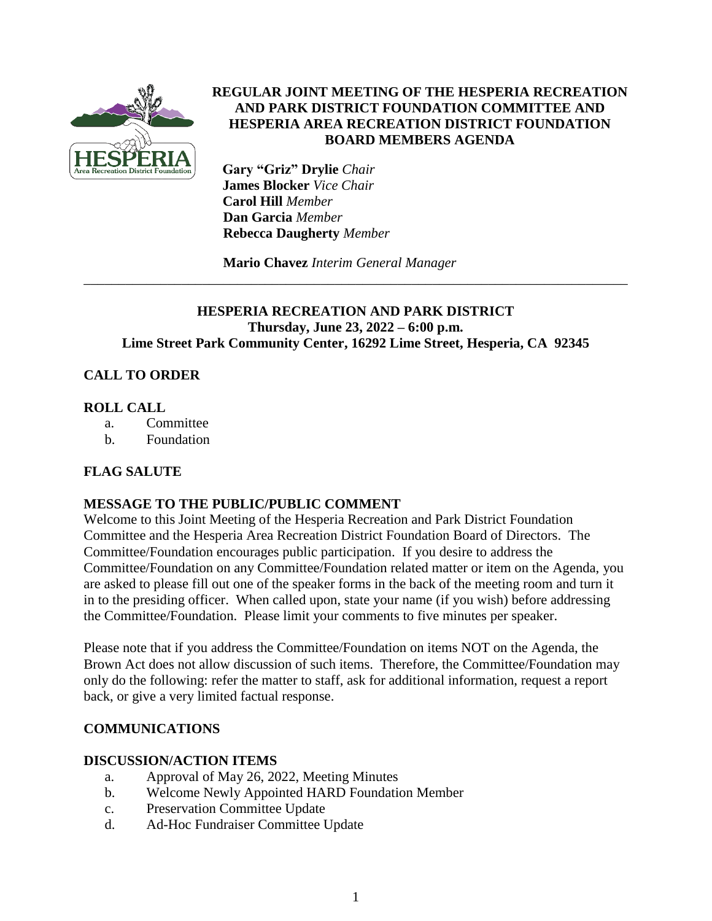# REGULAR JOINT MEETING OF THE HESPERIA RECREATION AND PARK DISTRICT FOUNDATION COMMITTEE AND HESPERIA AREA RECREATION DISTRICT FOUNDATION BOARD MEMBERS AGENDA

**Gary "Griz" Drylie** *Chair*
**James Blocker** *Vice Chair*
**Carol Hill** *Member*
**Dan Garcia** *Member*
**Rebecca Daugherty** *Member*

**Mario Chavez** *Interim General Manager*

---

**HESPERIA RECREATION AND PARK DISTRICT**
**Thursday, June 23, 2022 – 6:00 p.m.**
**Lime Street Park Community Center, 16292 Lime Street, Hesperia, CA 92345**

## CALL TO ORDER

## ROLL CALL

a. Committee
b. Foundation

## FLAG SALUTE

## MESSAGE TO THE PUBLIC/PUBLIC COMMENT

Welcome to this Joint Meeting of the Hesperia Recreation and Park District Foundation Committee and the Hesperia Area Recreation District Foundation Board of Directors. The Committee/Foundation encourages public participation. If you desire to address the Committee/Foundation on any Committee/Foundation related matter or item on the Agenda, you are asked to please fill out one of the speaker forms in the back of the meeting room and turn it in to the presiding officer. When called upon, state your name (if you wish) before addressing the Committee/Foundation. Please limit your comments to five minutes per speaker.

Please note that if you address the Committee/Foundation on items NOT on the Agenda, the Brown Act does not allow discussion of such items. Therefore, the Committee/Foundation may only do the following: refer the matter to staff, ask for additional information, request a report back, or give a very limited factual response.

## COMMUNICATIONS

## DISCUSSION/ACTION ITEMS

a. Approval of May 26, 2022, Meeting Minutes
b. Welcome Newly Appointed HARD Foundation Member
c. Preservation Committee Update
d. Ad-Hoc Fundraiser Committee Update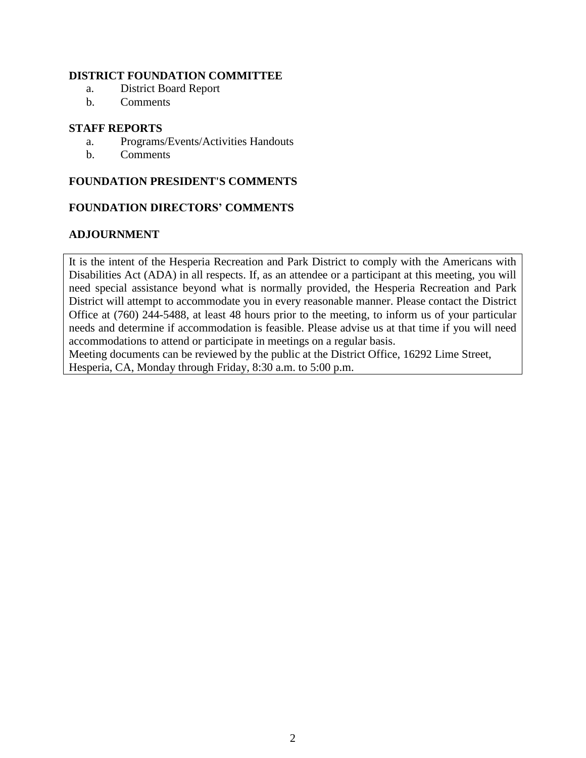**DISTRICT FOUNDATION COMMITTEE**

a. District Board Report
b. Comments

**STAFF REPORTS**

a. Programs/Events/Activities Handouts
b. Comments

**FOUNDATION PRESIDENT'S COMMENTS**

**FOUNDATION DIRECTORS' COMMENTS**

**ADJOURNMENT**

It is the intent of the Hesperia Recreation and Park District to comply with the Americans with Disabilities Act (ADA) in all respects. If, as an attendee or a participant at this meeting, you will need special assistance beyond what is normally provided, the Hesperia Recreation and Park District will attempt to accommodate you in every reasonable manner. Please contact the District Office at (760) 244-5488, at least 48 hours prior to the meeting, to inform us of your particular needs and determine if accommodation is feasible. Please advise us at that time if you will need accommodations to attend or participate in meetings on a regular basis.
Meeting documents can be reviewed by the public at the District Office, 16292 Lime Street, Hesperia, CA, Monday through Friday, 8:30 a.m. to 5:00 p.m.